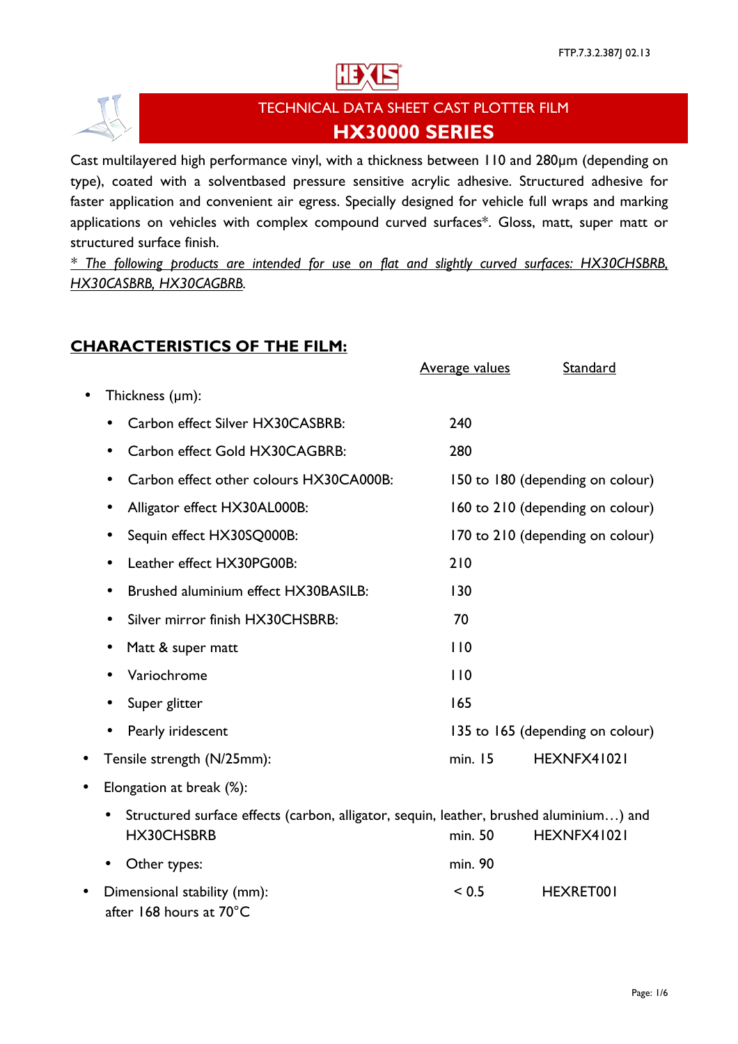FTP.7.3.2.387J 02.13

# TECHNICAL DATA SHEET CAST PLOTTER FILM

## HX30000 SERIES

Cast multilayered high performance vinyl, with a thickness between 110 and 280µm (depending on type), coated with a solventbased pressure sensitive acrylic adhesive. Structured adhesive for faster application and convenient air egress. Specially designed for vehicle full wraps and marking applications on vehicles with complex compound curved surfaces*. Gloss, matt, super matt or structured surface finish.

*\* The following products are intended for use on flat and slightly curved surfaces: HX30CHSBRB, HX30CASBRB, HX30CAGBRB.*

## CHARACTERISTICS OF THE FILM:

| | Average values | Standard |
|---|---|---|
| • Thickness (µm): | | |
| &nbsp;&nbsp;&nbsp;• Carbon effect Silver HX30CASBRB: | 240 | |
| &nbsp;&nbsp;&nbsp;• Carbon effect Gold HX30CAGBRB: | 280 | |
| &nbsp;&nbsp;&nbsp;• Carbon effect other colours HX30CA000B: | 150 to 180 (depending on colour) | |
| &nbsp;&nbsp;&nbsp;• Alligator effect HX30AL000B: | 160 to 210 (depending on colour) | |
| &nbsp;&nbsp;&nbsp;• Sequin effect HX30SQ000B: | 170 to 210 (depending on colour) | |
| &nbsp;&nbsp;&nbsp;• Leather effect HX30PG00B: | 210 | |
| &nbsp;&nbsp;&nbsp;• Brushed aluminium effect HX30BASILB: | 130 | |
| &nbsp;&nbsp;&nbsp;• Silver mirror finish HX30CHSBRB: | 70 | |
| &nbsp;&nbsp;&nbsp;• Matt & super matt | 110 | |
| &nbsp;&nbsp;&nbsp;• Variochrome | 110 | |
| &nbsp;&nbsp;&nbsp;• Super glitter | 165 | |
| &nbsp;&nbsp;&nbsp;• Pearly iridescent | 135 to 165 (depending on colour) | |
| • Tensile strength (N/25mm): | min. 15 | HEXNFX41021 |
| • Elongation at break (%): | | |
| &nbsp;&nbsp;&nbsp;• Structured surface effects (carbon, alligator, sequin, leather, brushed aluminium…) and HX30CHSBRB | min. 50 | HEXNFX41021 |
| &nbsp;&nbsp;&nbsp;• Other types: | min. 90 | |
| • Dimensional stability (mm): after 168 hours at 70°C | < 0.5 | HEXRET001 |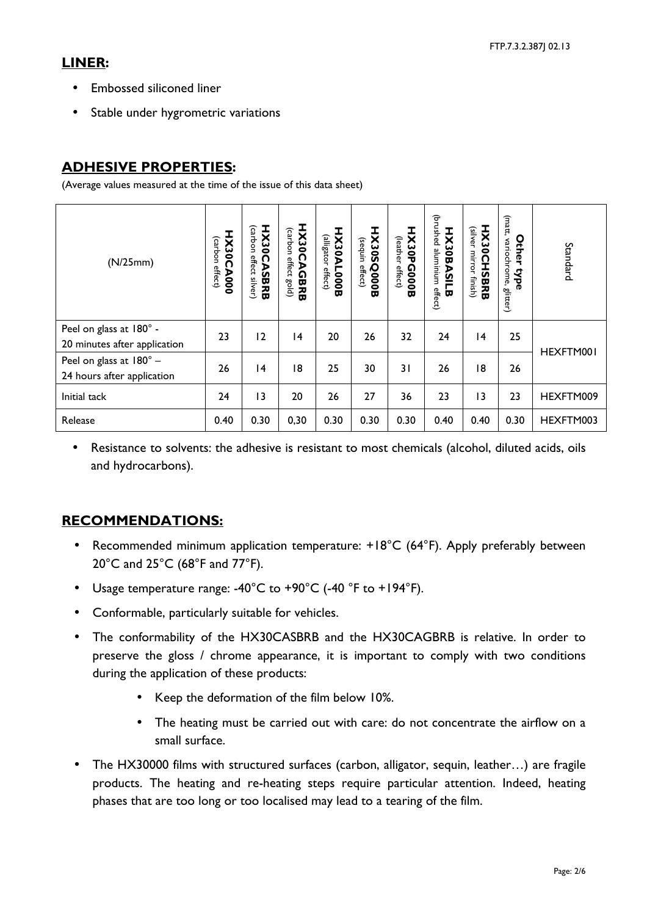## LINER:

- Embossed siliconed liner
- Stable under hygrometric variations

## ADHESIVE PROPERTIES:

(Average values measured at the time of the issue of this data sheet)

| (N/25mm) | HX30CA000 (carbon effect) | HX30CASBRB (carbon effect silver) | HX30CAGBRB (carbon effect gold) | HX30AL000B (alligator effect) | HX30SQ000B (sequin effect) | HX30PG000B (leather effect) | HX30BASILB (brushed aluminium effect) | HX30CHSBRB (silver mirror finish) | Other type (matt, variochrome, glitter) | Standard |
|---|---|---|---|---|---|---|---|---|---|---|
| Peel on glass at 180° - 20 minutes after application | 23 | 12 | 14 | 20 | 26 | 32 | 24 | 14 | 25 | HEXFTM001 |
| Peel on glass at 180° – 24 hours after application | 26 | 14 | 18 | 25 | 30 | 31 | 26 | 18 | 26 | |
| Initial tack | 24 | 13 | 20 | 26 | 27 | 36 | 23 | 13 | 23 | HEXFTM009 |
| Release | 0.40 | 0.30 | 0,30 | 0.30 | 0.30 | 0.30 | 0.40 | 0.40 | 0.30 | HEXFTM003 |

- Resistance to solvents: the adhesive is resistant to most chemicals (alcohol, diluted acids, oils and hydrocarbons).

## RECOMMENDATIONS:

- Recommended minimum application temperature: +18°C (64°F). Apply preferably between 20°C and 25°C (68°F and 77°F).
- Usage temperature range: -40°C to +90°C (-40 °F to +194°F).
- Conformable, particularly suitable for vehicles.
- The conformability of the HX30CASBRB and the HX30CAGBRB is relative. In order to preserve the gloss / chrome appearance, it is important to comply with two conditions during the application of these products:
  - Keep the deformation of the film below 10%.
  - The heating must be carried out with care: do not concentrate the airflow on a small surface.
- The HX30000 films with structured surfaces (carbon, alligator, sequin, leather…) are fragile products. The heating and re-heating steps require particular attention. Indeed, heating phases that are too long or too localised may lead to a tearing of the film.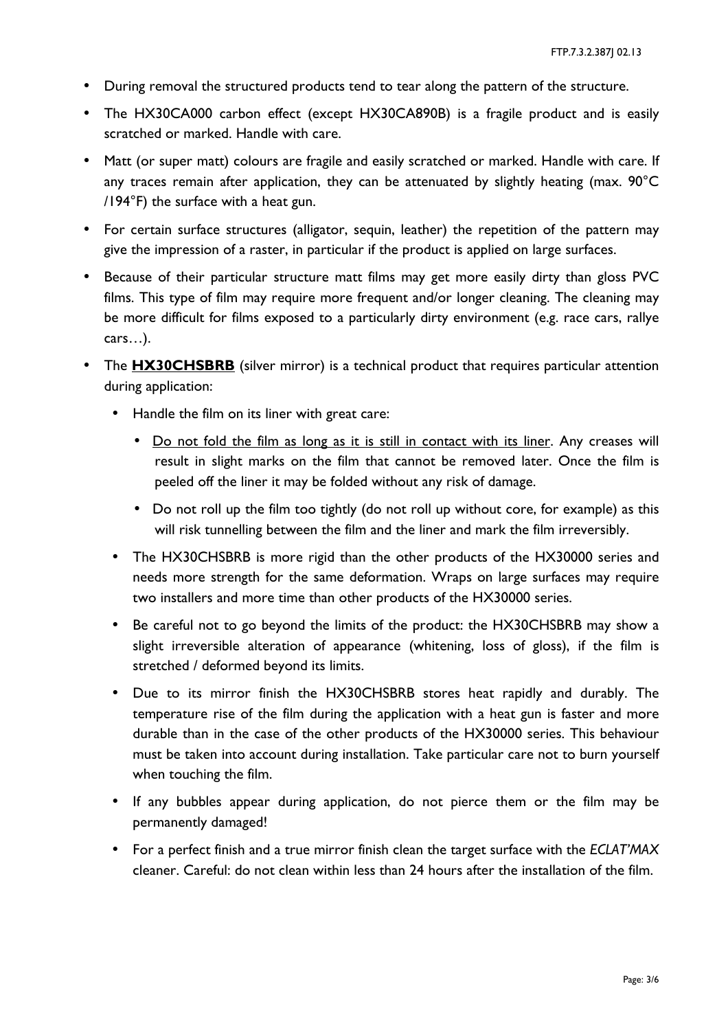- During removal the structured products tend to tear along the pattern of the structure.
- The HX30CA000 carbon effect (except HX30CA890B) is a fragile product and is easily scratched or marked. Handle with care.
- Matt (or super matt) colours are fragile and easily scratched or marked. Handle with care. If any traces remain after application, they can be attenuated by slightly heating (max. 90°C /194°F) the surface with a heat gun.
- For certain surface structures (alligator, sequin, leather) the repetition of the pattern may give the impression of a raster, in particular if the product is applied on large surfaces.
- Because of their particular structure matt films may get more easily dirty than gloss PVC films. This type of film may require more frequent and/or longer cleaning. The cleaning may be more difficult for films exposed to a particularly dirty environment (e.g. race cars, rallye cars…).
- The <u>**HX30CHSBRB**</u> (silver mirror) is a technical product that requires particular attention during application:
  - Handle the film on its liner with great care:
    - <u>Do not fold the film as long as it is still in contact with its liner</u>. Any creases will result in slight marks on the film that cannot be removed later. Once the film is peeled off the liner it may be folded without any risk of damage.
    - Do not roll up the film too tightly (do not roll up without core, for example) as this will risk tunnelling between the film and the liner and mark the film irreversibly.
  - The HX30CHSBRB is more rigid than the other products of the HX30000 series and needs more strength for the same deformation. Wraps on large surfaces may require two installers and more time than other products of the HX30000 series.
  - Be careful not to go beyond the limits of the product: the HX30CHSBRB may show a slight irreversible alteration of appearance (whitening, loss of gloss), if the film is stretched / deformed beyond its limits.
  - Due to its mirror finish the HX30CHSBRB stores heat rapidly and durably. The temperature rise of the film during the application with a heat gun is faster and more durable than in the case of the other products of the HX30000 series. This behaviour must be taken into account during installation. Take particular care not to burn yourself when touching the film.
  - If any bubbles appear during application, do not pierce them or the film may be permanently damaged!
  - For a perfect finish and a true mirror finish clean the target surface with the *ECLAT'MAX* cleaner. Careful: do not clean within less than 24 hours after the installation of the film.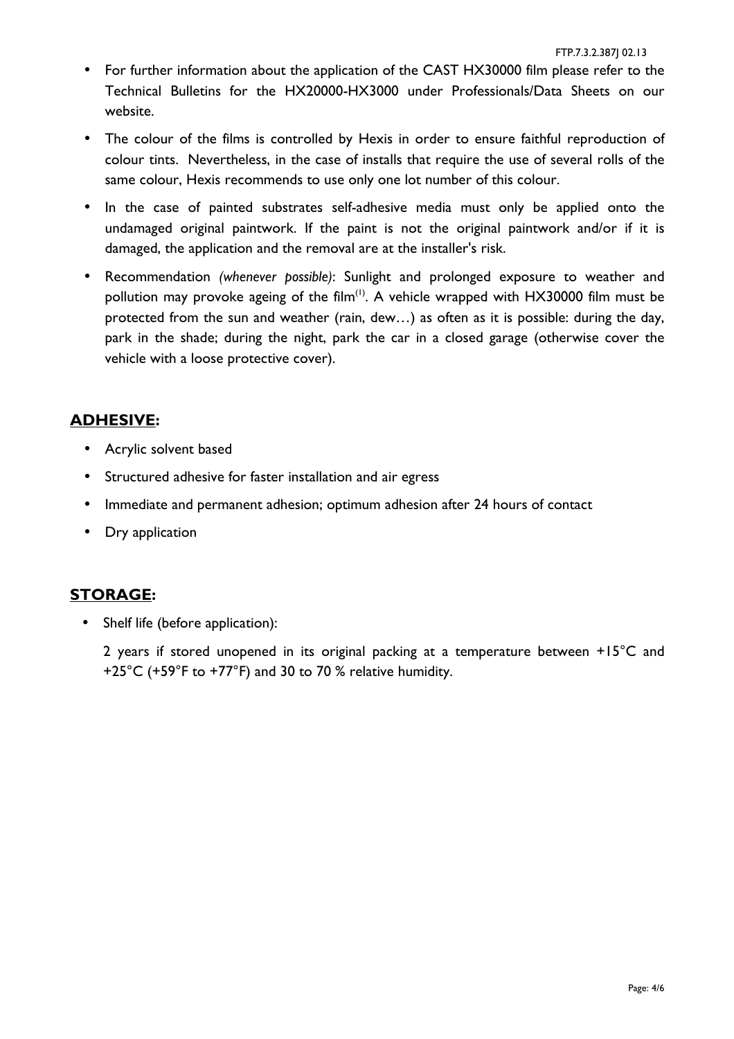- For further information about the application of the CAST HX30000 film please refer to the Technical Bulletins for the HX20000-HX3000 under Professionals/Data Sheets on our website.
- The colour of the films is controlled by Hexis in order to ensure faithful reproduction of colour tints. Nevertheless, in the case of installs that require the use of several rolls of the same colour, Hexis recommends to use only one lot number of this colour.
- In the case of painted substrates self-adhesive media must only be applied onto the undamaged original paintwork. If the paint is not the original paintwork and/or if it is damaged, the application and the removal are at the installer's risk.
- Recommendation *(whenever possible)*: Sunlight and prolonged exposure to weather and pollution may provoke ageing of the film(1). A vehicle wrapped with HX30000 film must be protected from the sun and weather (rain, dew…) as often as it is possible: during the day, park in the shade; during the night, park the car in a closed garage (otherwise cover the vehicle with a loose protective cover).

## **ADHESIVE:**

- Acrylic solvent based
- Structured adhesive for faster installation and air egress
- Immediate and permanent adhesion; optimum adhesion after 24 hours of contact
- Dry application

## **STORAGE:**

- Shelf life (before application):

  2 years if stored unopened in its original packing at a temperature between +15°C and +25°C (+59°F to +77°F) and 30 to 70 % relative humidity.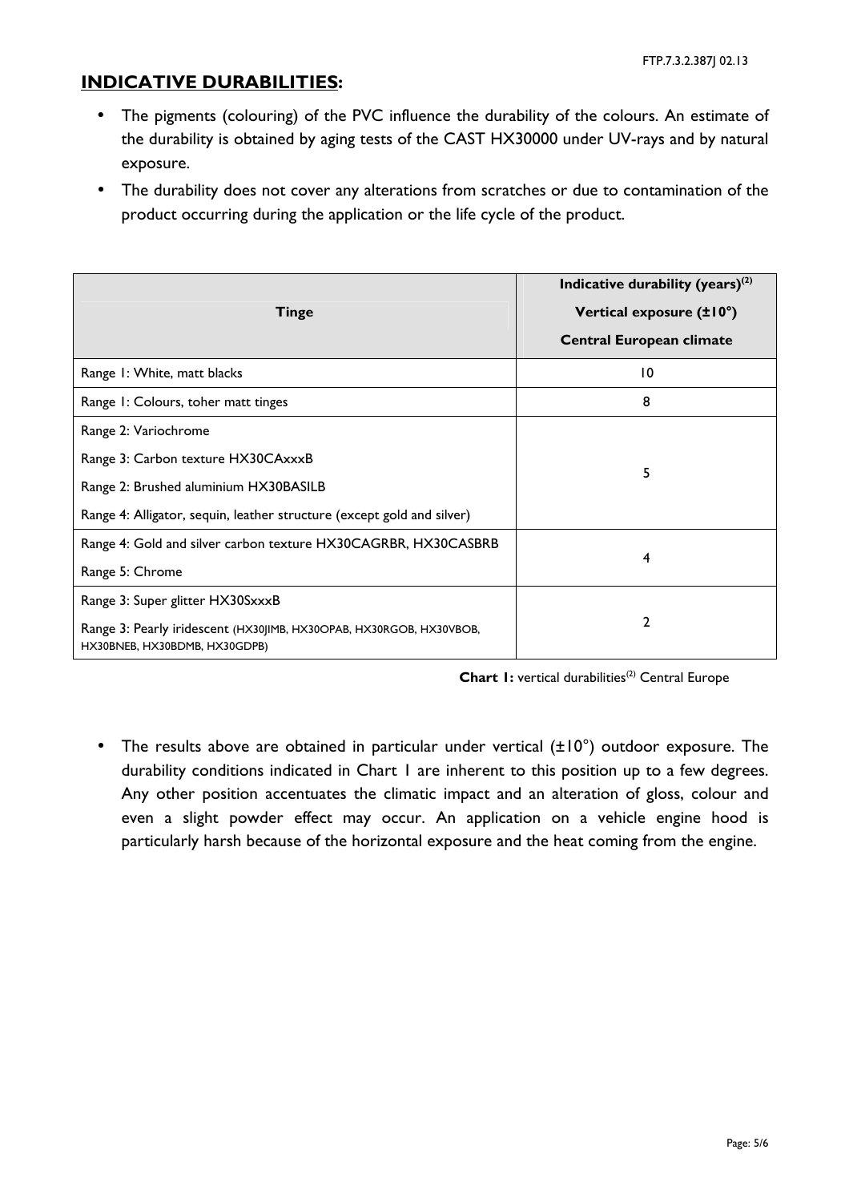## INDICATIVE DURABILITIES:

- The pigments (colouring) of the PVC influence the durability of the colours. An estimate of the durability is obtained by aging tests of the CAST HX30000 under UV-rays and by natural exposure.
- The durability does not cover any alterations from scratches or due to contamination of the product occurring during the application or the life cycle of the product.

| Tinge | Indicative durability (years)[(2)] Vertical exposure (±10°) Central European climate |
|---|---|
| Range 1: White, matt blacks | 10 |
| Range 1: Colours, toher matt tinges | 8 |
| Range 2: Variochrome<br>Range 3: Carbon texture HX30CAxxxB<br>Range 2: Brushed aluminium HX30BASILB<br>Range 4: Alligator, sequin, leather structure (except gold and silver) | 5 |
| Range 4: Gold and silver carbon texture HX30CAGRBR, HX30CASBRB<br>Range 5: Chrome | 4 |
| Range 3: Super glitter HX30SxxxB<br>Range 3: Pearly iridescent (HX30JIMB, HX30OPAB, HX30RGOB, HX30VBOB, HX30BNEB, HX30BDMB, HX30GDPB) | 2 |

**Chart 1:** vertical durabilities[(2)] Central Europe

- The results above are obtained in particular under vertical (±10°) outdoor exposure. The durability conditions indicated in Chart 1 are inherent to this position up to a few degrees. Any other position accentuates the climatic impact and an alteration of gloss, colour and even a slight powder effect may occur. An application on a vehicle engine hood is particularly harsh because of the horizontal exposure and the heat coming from the engine.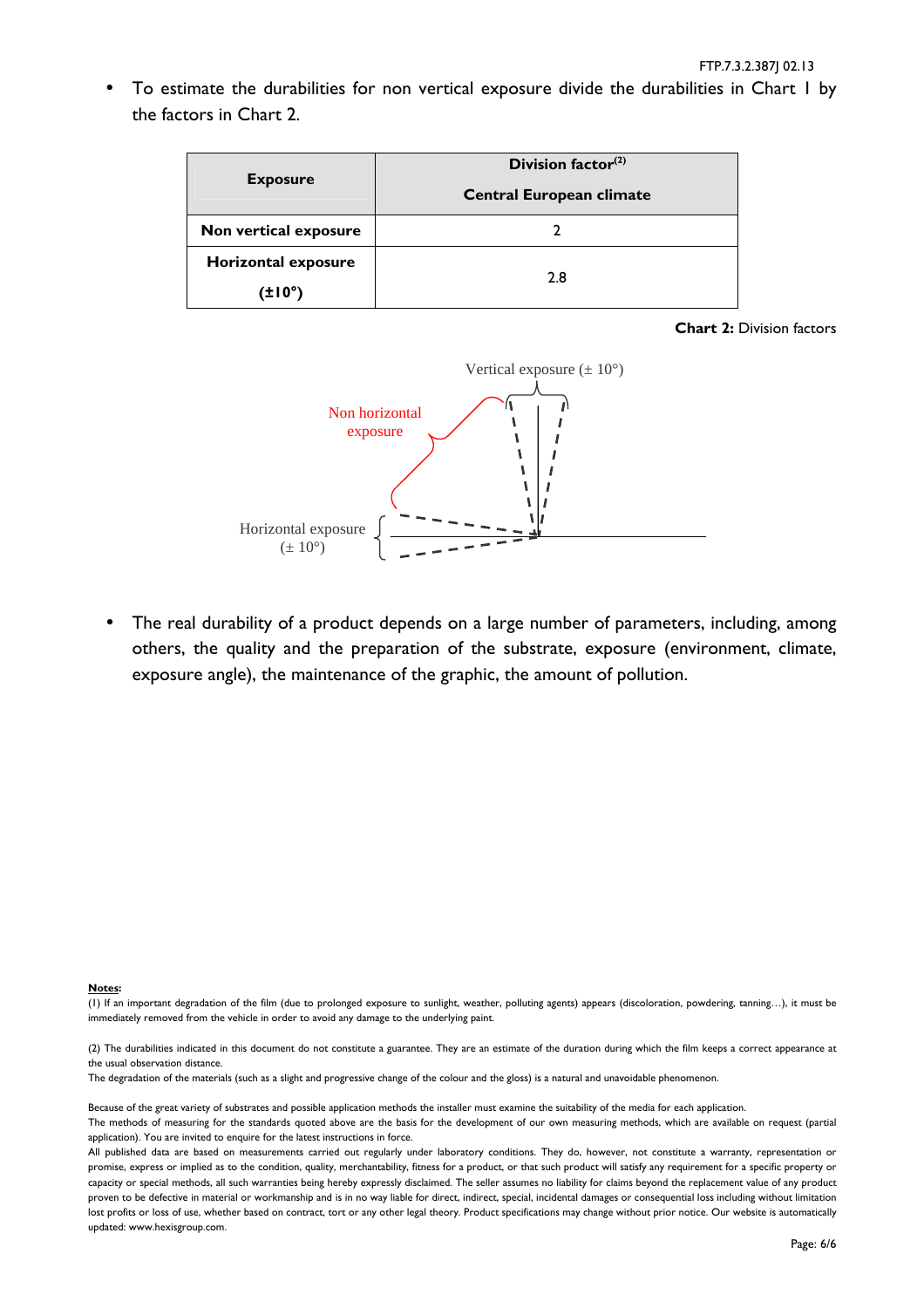- To estimate the durabilities for non vertical exposure divide the durabilities in Chart 1 by the factors in Chart 2.

| **Exposure** | **Division factor(2)** **Central European climate** |
|---|---|
| **Non vertical exposure** | 2 |
| **Horizontal exposure (±10°)** | 2.8 |

**Chart 2:** Division factors

Vertical exposure (± 10°)

Non horizontal exposure

Horizontal exposure (± 10°)

- The real durability of a product depends on a large number of parameters, including, among others, the quality and the preparation of the substrate, exposure (environment, climate, exposure angle), the maintenance of the graphic, the amount of pollution.

**Notes:**

(1) If an important degradation of the film (due to prolonged exposure to sunlight, weather, polluting agents) appears (discoloration, powdering, tanning…), it must be immediately removed from the vehicle in order to avoid any damage to the underlying paint.

(2) The durabilities indicated in this document do not constitute a guarantee. They are an estimate of the duration during which the film keeps a correct appearance at the usual observation distance.

The degradation of the materials (such as a slight and progressive change of the colour and the gloss) is a natural and unavoidable phenomenon.

Because of the great variety of substrates and possible application methods the installer must examine the suitability of the media for each application.

The methods of measuring for the standards quoted above are the basis for the development of our own measuring methods, which are available on request (partial application). You are invited to enquire for the latest instructions in force.

All published data are based on measurements carried out regularly under laboratory conditions. They do, however, not constitute a warranty, representation or promise, express or implied as to the condition, quality, merchantability, fitness for a product, or that such product will satisfy any requirement for a specific property or capacity or special methods, all such warranties being hereby expressly disclaimed. The seller assumes no liability for claims beyond the replacement value of any product proven to be defective in material or workmanship and is in no way liable for direct, indirect, special, incidental damages or consequential loss including without limitation lost profits or loss of use, whether based on contract, tort or any other legal theory. Product specifications may change without prior notice. Our website is automatically updated: www.hexisgroup.com.